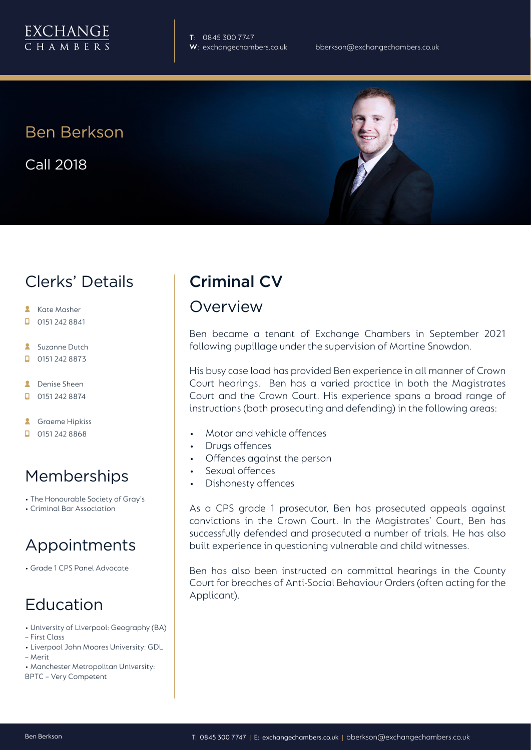EXCHANGE
CHAMBERS

**T**: 0845 300 7747
**W**: exchangechambers.co.uk
bberkson@exchangechambers.co.uk

# Ben Berkson

Call 2018

## Clerks' Details

- Kate Masher
- 0151 242 8841
- Suzanne Dutch
- 0151 242 8873
- Denise Sheen
- 0151 242 8874
- Graeme Hipkiss
- 0151 242 8868

## Memberships

- The Honourable Society of Gray's
- Criminal Bar Association

## Appointments

- Grade 1 CPS Panel Advocate

## Education

- University of Liverpool: Geography (BA) – First Class
- Liverpool John Moores University: GDL – Merit
- Manchester Metropolitan University: BPTC – Very Competent

## Criminal CV

### Overview

Ben became a tenant of Exchange Chambers in September 2021 following pupillage under the supervision of Martine Snowdon.

His busy case load has provided Ben experience in all manner of Crown Court hearings. Ben has a varied practice in both the Magistrates Court and the Crown Court. His experience spans a broad range of instructions (both prosecuting and defending) in the following areas:

- Motor and vehicle offences
- Drugs offences
- Offences against the person
- Sexual offences
- Dishonesty offences

As a CPS grade 1 prosecutor, Ben has prosecuted appeals against convictions in the Crown Court. In the Magistrates' Court, Ben has successfully defended and prosecuted a number of trials. He has also built experience in questioning vulnerable and child witnesses.

Ben has also been instructed on committal hearings in the County Court for breaches of Anti-Social Behaviour Orders (often acting for the Applicant).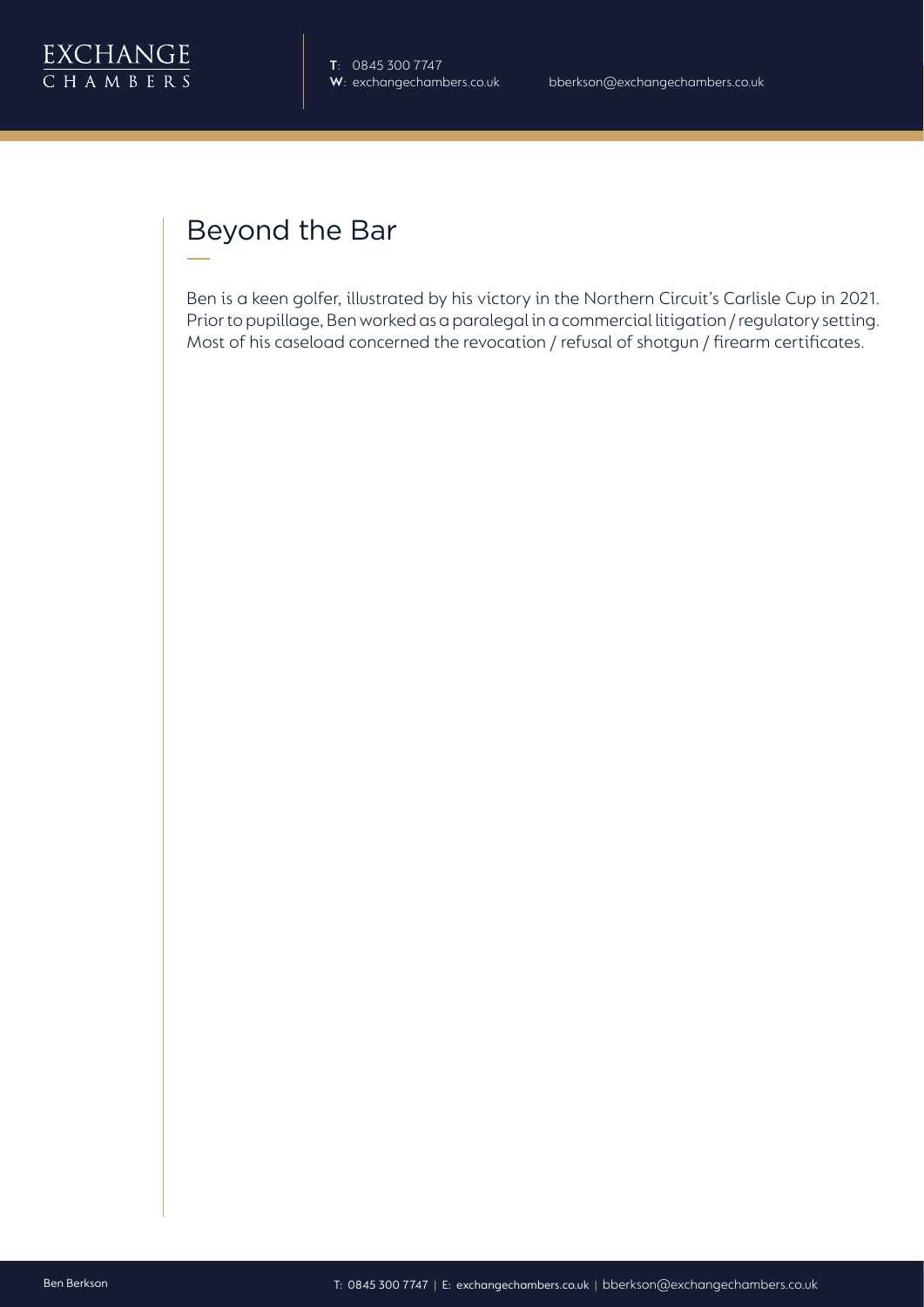## Beyond the Bar

Ben is a keen golfer, illustrated by his victory in the Northern Circuit's Carlisle Cup in 2021. Prior to pupillage, Ben worked as a paralegal in a commercial litigation / regulatory setting. Most of his caseload concerned the revocation / refusal of shotgun / firearm certificates.